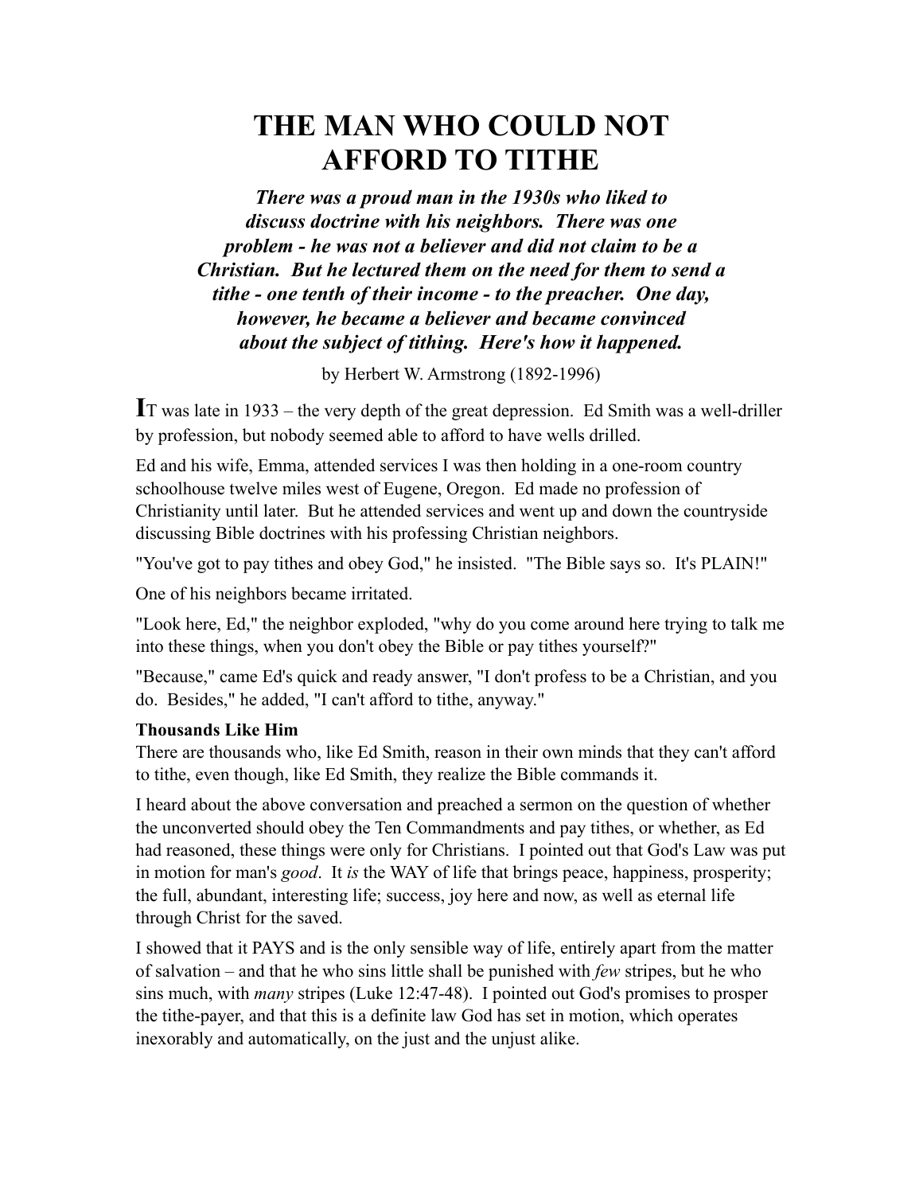# THE MAN WHO COULD NOT AFFORD TO TITHE

***There was a proud man in the 1930s who liked to discuss doctrine with his neighbors. There was one problem - he was not a believer and did not claim to be a Christian. But he lectured them on the need for them to send a tithe - one tenth of their income - to the preacher. One day, however, he became a believer and became convinced about the subject of tithing. Here's how it happened.***

by Herbert W. Armstrong (1892-1996)

**I**T was late in 1933 – the very depth of the great depression. Ed Smith was a well-driller by profession, but nobody seemed able to afford to have wells drilled.

Ed and his wife, Emma, attended services I was then holding in a one-room country schoolhouse twelve miles west of Eugene, Oregon. Ed made no profession of Christianity until later. But he attended services and went up and down the countryside discussing Bible doctrines with his professing Christian neighbors.

"You've got to pay tithes and obey God," he insisted. "The Bible says so. It's PLAIN!"

One of his neighbors became irritated.

"Look here, Ed," the neighbor exploded, "why do you come around here trying to talk me into these things, when you don't obey the Bible or pay tithes yourself?"

"Because," came Ed's quick and ready answer, "I don't profess to be a Christian, and you do. Besides," he added, "I can't afford to tithe, anyway."

**Thousands Like Him**

There are thousands who, like Ed Smith, reason in their own minds that they can't afford to tithe, even though, like Ed Smith, they realize the Bible commands it.

I heard about the above conversation and preached a sermon on the question of whether the unconverted should obey the Ten Commandments and pay tithes, or whether, as Ed had reasoned, these things were only for Christians. I pointed out that God's Law was put in motion for man's *good*. It *is* the WAY of life that brings peace, happiness, prosperity; the full, abundant, interesting life; success, joy here and now, as well as eternal life through Christ for the saved.

I showed that it PAYS and is the only sensible way of life, entirely apart from the matter of salvation – and that he who sins little shall be punished with *few* stripes, but he who sins much, with *many* stripes (Luke 12:47-48). I pointed out God's promises to prosper the tithe-payer, and that this is a definite law God has set in motion, which operates inexorably and automatically, on the just and the unjust alike.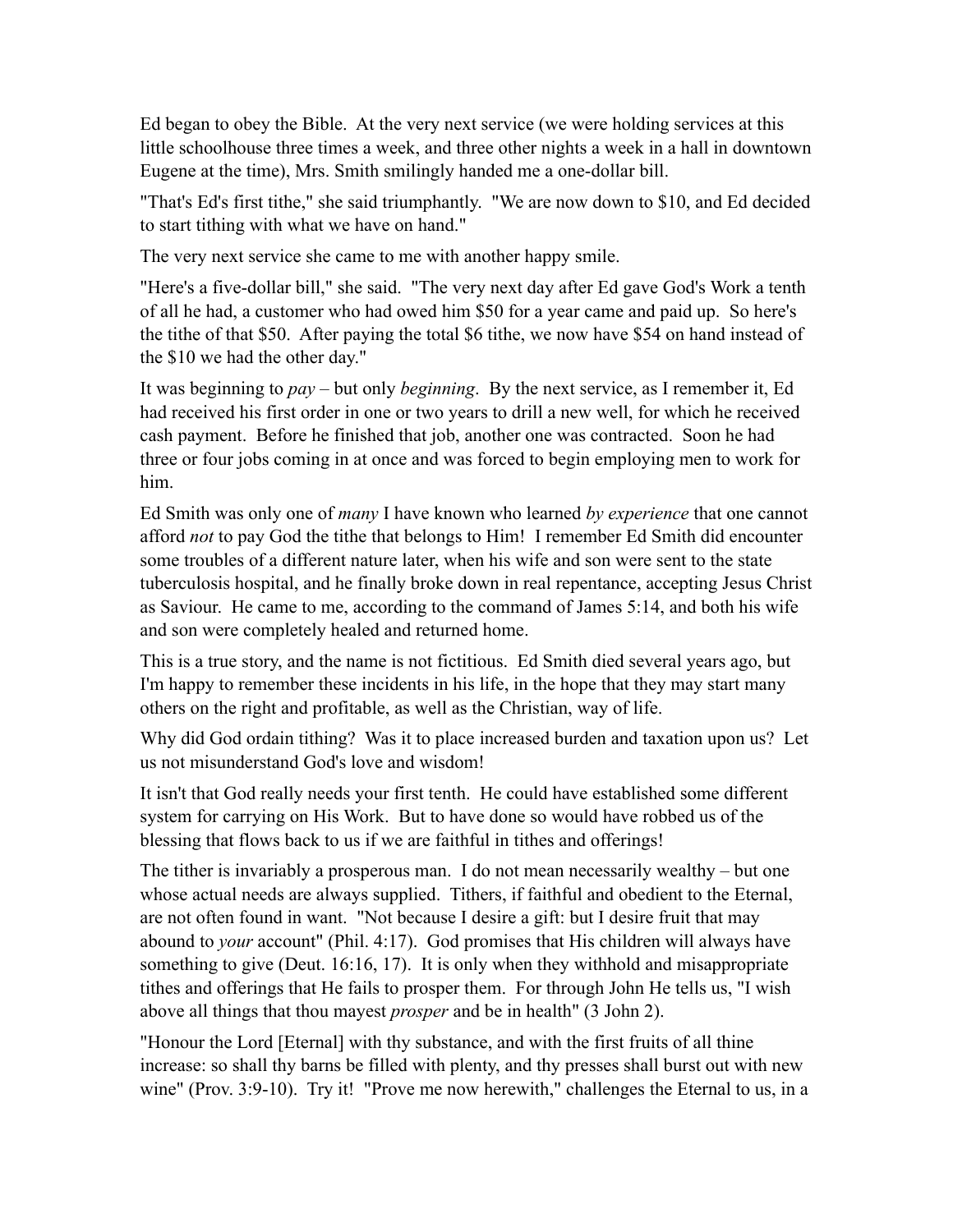Ed began to obey the Bible. At the very next service (we were holding services at this little schoolhouse three times a week, and three other nights a week in a hall in downtown Eugene at the time), Mrs. Smith smilingly handed me a one-dollar bill.

"That's Ed's first tithe," she said triumphantly. "We are now down to $10, and Ed decided to start tithing with what we have on hand."

The very next service she came to me with another happy smile.

"Here's a five-dollar bill," she said. "The very next day after Ed gave God's Work a tenth of all he had, a customer who had owed him $50 for a year came and paid up. So here's the tithe of that $50. After paying the total $6 tithe, we now have $54 on hand instead of the $10 we had the other day."

It was beginning to *pay* – but only *beginning*. By the next service, as I remember it, Ed had received his first order in one or two years to drill a new well, for which he received cash payment. Before he finished that job, another one was contracted. Soon he had three or four jobs coming in at once and was forced to begin employing men to work for him.

Ed Smith was only one of *many* I have known who learned *by experience* that one cannot afford *not* to pay God the tithe that belongs to Him! I remember Ed Smith did encounter some troubles of a different nature later, when his wife and son were sent to the state tuberculosis hospital, and he finally broke down in real repentance, accepting Jesus Christ as Saviour. He came to me, according to the command of James 5:14, and both his wife and son were completely healed and returned home.

This is a true story, and the name is not fictitious. Ed Smith died several years ago, but I'm happy to remember these incidents in his life, in the hope that they may start many others on the right and profitable, as well as the Christian, way of life.

Why did God ordain tithing? Was it to place increased burden and taxation upon us? Let us not misunderstand God's love and wisdom!

It isn't that God really needs your first tenth. He could have established some different system for carrying on His Work. But to have done so would have robbed us of the blessing that flows back to us if we are faithful in tithes and offerings!

The tither is invariably a prosperous man. I do not mean necessarily wealthy – but one whose actual needs are always supplied. Tithers, if faithful and obedient to the Eternal, are not often found in want. "Not because I desire a gift: but I desire fruit that may abound to *your* account" (Phil. 4:17). God promises that His children will always have something to give (Deut. 16:16, 17). It is only when they withhold and misappropriate tithes and offerings that He fails to prosper them. For through John He tells us, "I wish above all things that thou mayest *prosper* and be in health" (3 John 2).

"Honour the Lord [Eternal] with thy substance, and with the first fruits of all thine increase: so shall thy barns be filled with plenty, and thy presses shall burst out with new wine" (Prov. 3:9-10). Try it! "Prove me now herewith," challenges the Eternal to us, in a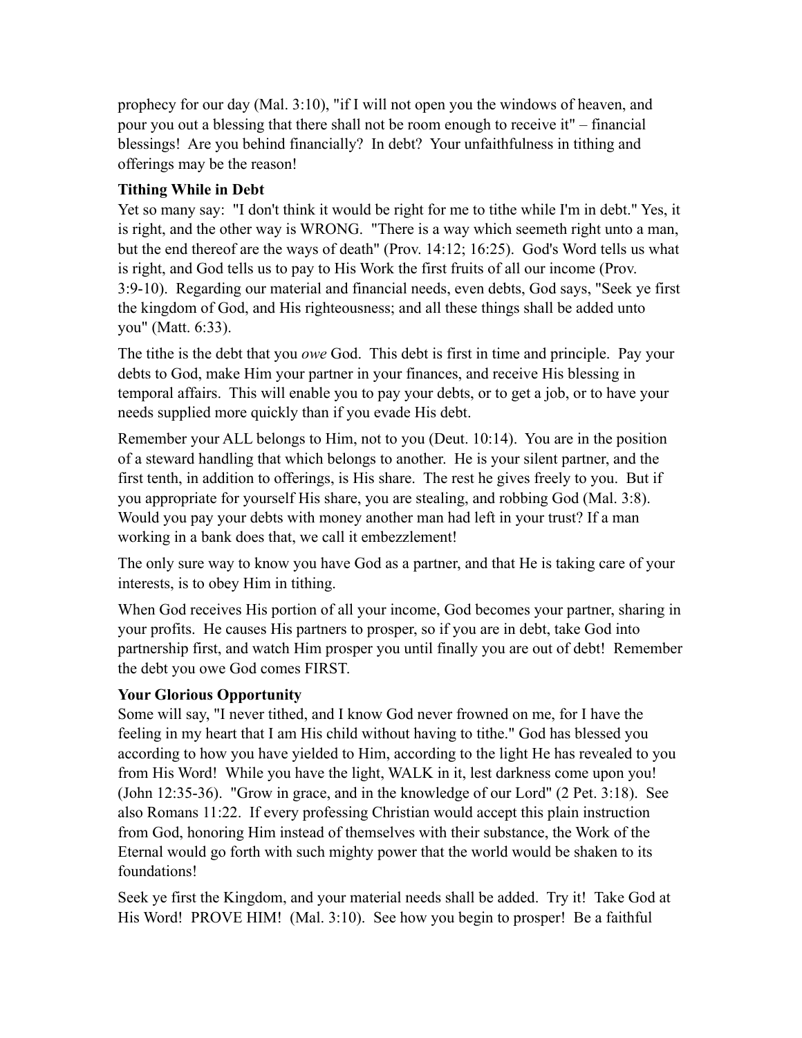prophecy for our day (Mal. 3:10), "if I will not open you the windows of heaven, and pour you out a blessing that there shall not be room enough to receive it" – financial blessings! Are you behind financially? In debt? Your unfaithfulness in tithing and offerings may be the reason!

**Tithing While in Debt**

Yet so many say: "I don't think it would be right for me to tithe while I'm in debt." Yes, it is right, and the other way is WRONG. "There is a way which seemeth right unto a man, but the end thereof are the ways of death" (Prov. 14:12; 16:25). God's Word tells us what is right, and God tells us to pay to His Work the first fruits of all our income (Prov. 3:9-10). Regarding our material and financial needs, even debts, God says, "Seek ye first the kingdom of God, and His righteousness; and all these things shall be added unto you" (Matt. 6:33).

The tithe is the debt that you *owe* God. This debt is first in time and principle. Pay your debts to God, make Him your partner in your finances, and receive His blessing in temporal affairs. This will enable you to pay your debts, or to get a job, or to have your needs supplied more quickly than if you evade His debt.

Remember your ALL belongs to Him, not to you (Deut. 10:14). You are in the position of a steward handling that which belongs to another. He is your silent partner, and the first tenth, in addition to offerings, is His share. The rest he gives freely to you. But if you appropriate for yourself His share, you are stealing, and robbing God (Mal. 3:8). Would you pay your debts with money another man had left in your trust? If a man working in a bank does that, we call it embezzlement!

The only sure way to know you have God as a partner, and that He is taking care of your interests, is to obey Him in tithing.

When God receives His portion of all your income, God becomes your partner, sharing in your profits. He causes His partners to prosper, so if you are in debt, take God into partnership first, and watch Him prosper you until finally you are out of debt! Remember the debt you owe God comes FIRST.

**Your Glorious Opportunity**

Some will say, "I never tithed, and I know God never frowned on me, for I have the feeling in my heart that I am His child without having to tithe." God has blessed you according to how you have yielded to Him, according to the light He has revealed to you from His Word! While you have the light, WALK in it, lest darkness come upon you! (John 12:35-36). "Grow in grace, and in the knowledge of our Lord" (2 Pet. 3:18). See also Romans 11:22. If every professing Christian would accept this plain instruction from God, honoring Him instead of themselves with their substance, the Work of the Eternal would go forth with such mighty power that the world would be shaken to its foundations!

Seek ye first the Kingdom, and your material needs shall be added. Try it! Take God at His Word! PROVE HIM! (Mal. 3:10). See how you begin to prosper! Be a faithful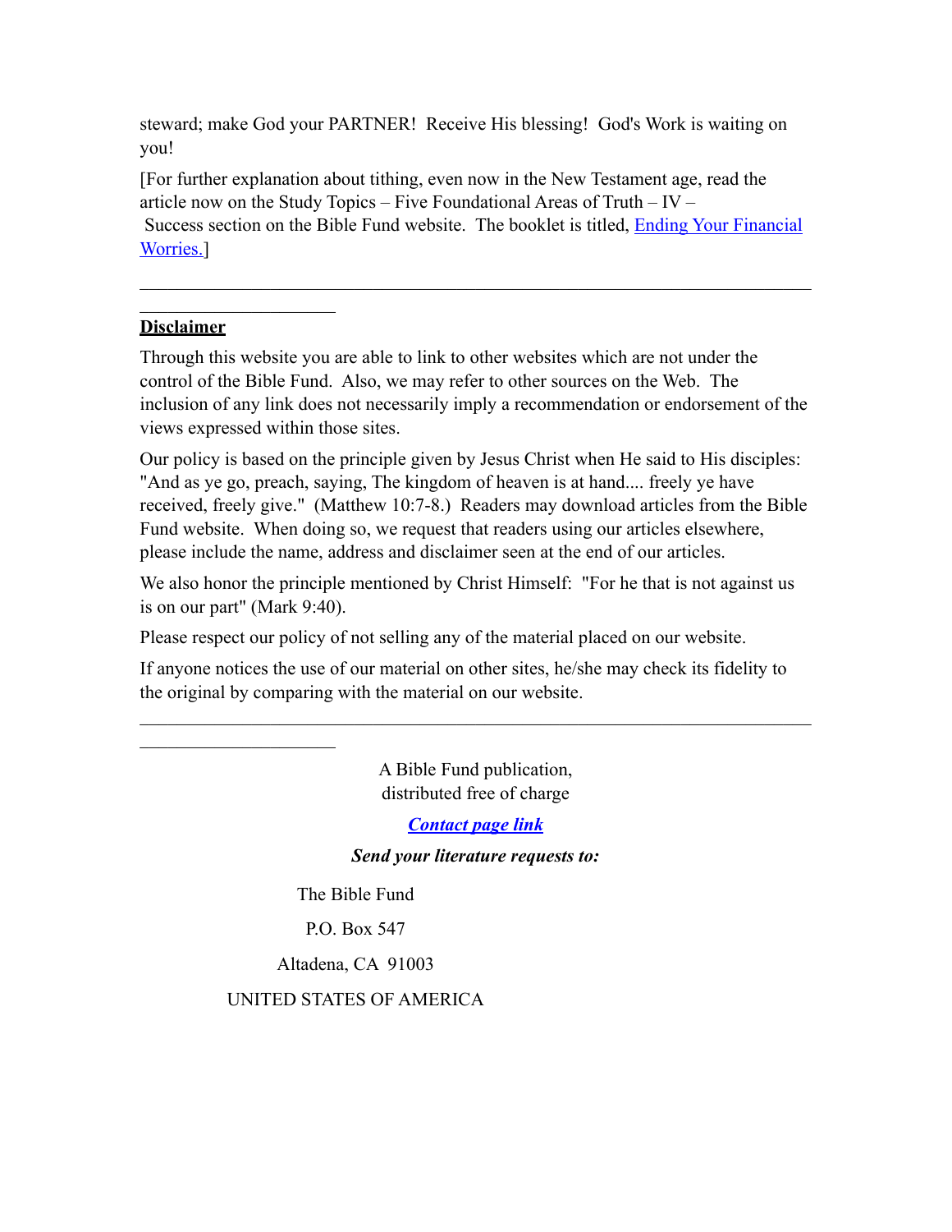steward; make God your PARTNER! Receive His blessing! God's Work is waiting on you!

[For further explanation about tithing, even now in the New Testament age, read the article now on the Study Topics – Five Foundational Areas of Truth – IV – Success section on the Bible Fund website. The booklet is titled, Ending Your Financial Worries.]

---

## Disclaimer

Through this website you are able to link to other websites which are not under the control of the Bible Fund. Also, we may refer to other sources on the Web. The inclusion of any link does not necessarily imply a recommendation or endorsement of the views expressed within those sites.

Our policy is based on the principle given by Jesus Christ when He said to His disciples: "And as ye go, preach, saying, The kingdom of heaven is at hand.... freely ye have received, freely give." (Matthew 10:7-8.) Readers may download articles from the Bible Fund website. When doing so, we request that readers using our articles elsewhere, please include the name, address and disclaimer seen at the end of our articles.

We also honor the principle mentioned by Christ Himself: "For he that is not against us is on our part" (Mark 9:40).

Please respect our policy of not selling any of the material placed on our website.

If anyone notices the use of our material on other sites, he/she may check its fidelity to the original by comparing with the material on our website.

---

A Bible Fund publication,
distributed free of charge

***Contact page link***

***Send your literature requests to:***

The Bible Fund

P.O. Box 547

Altadena, CA 91003

UNITED STATES OF AMERICA